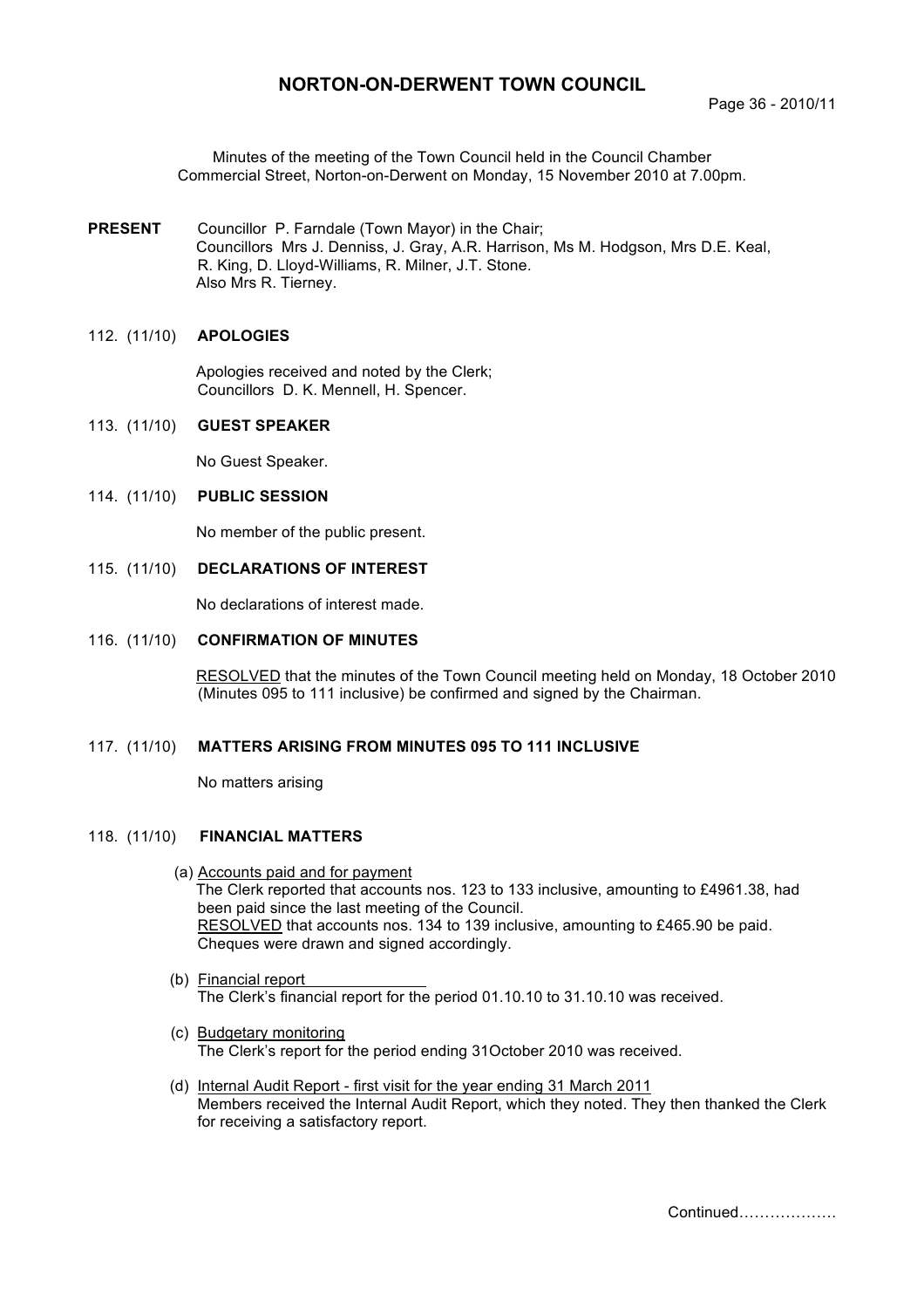# NORTON-ON-DERWENT TOWN COUNCIL

Minutes of the meeting of the Town Council held in the Council Chamber Commercial Street, Norton-on-Derwent on Monday, 15 November 2010 at 7.00pm.

**PRESENT** Councillor P. Farndale (Town Mayor) in the Chair;
Councillors Mrs J. Denniss, J. Gray, A.R. Harrison, Ms M. Hodgson, Mrs D.E. Keal, R. King, D. Lloyd-Williams, R. Milner, J.T. Stone.
Also Mrs R. Tierney.

## 112. (11/10) APOLOGIES

Apologies received and noted by the Clerk;
Councillors D. K. Mennell, H. Spencer.

## 113. (11/10) GUEST SPEAKER

No Guest Speaker.

## 114. (11/10) PUBLIC SESSION

No member of the public present.

## 115. (11/10) DECLARATIONS OF INTEREST

No declarations of interest made.

## 116. (11/10) CONFIRMATION OF MINUTES

RESOLVED that the minutes of the Town Council meeting held on Monday, 18 October 2010 (Minutes 095 to 111 inclusive) be confirmed and signed by the Chairman.

## 117. (11/10) MATTERS ARISING FROM MINUTES 095 TO 111 INCLUSIVE

No matters arising

## 118. (11/10) FINANCIAL MATTERS

(a) Accounts paid and for payment
The Clerk reported that accounts nos. 123 to 133 inclusive, amounting to £4961.38, had been paid since the last meeting of the Council.
RESOLVED that accounts nos. 134 to 139 inclusive, amounting to £465.90 be paid.
Cheques were drawn and signed accordingly.

(b) Financial report
The Clerk's financial report for the period 01.10.10 to 31.10.10 was received.

(c) Budgetary monitoring
The Clerk's report for the period ending 31October 2010 was received.

(d) Internal Audit Report - first visit for the year ending 31 March 2011
Members received the Internal Audit Report, which they noted. They then thanked the Clerk for receiving a satisfactory report.

Continued……………….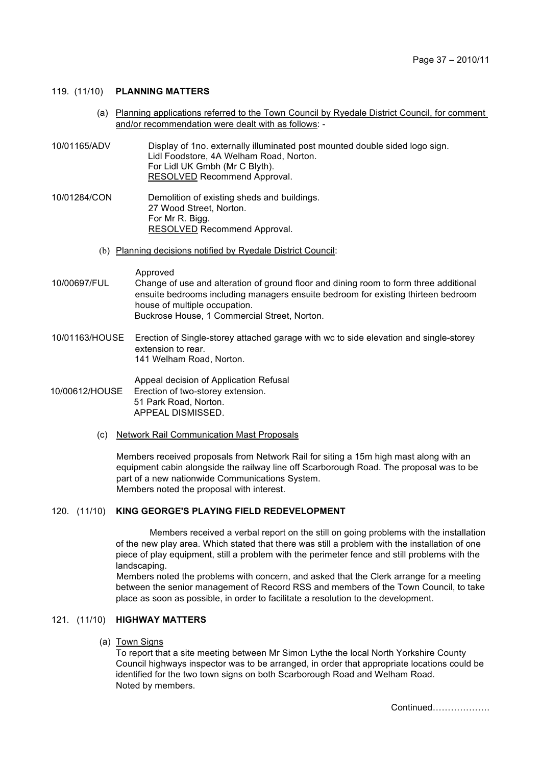119. (11/10) **PLANNING MATTERS**

(a) Planning applications referred to the Town Council by Ryedale District Council, for comment and/or recommendation were dealt with as follows: -

10/01165/ADV
Display of 1no. externally illuminated post mounted double sided logo sign.
Lidl Foodstore, 4A Welham Road, Norton.
For Lidl UK Gmbh (Mr C Blyth).
RESOLVED Recommend Approval.

10/01284/CON
Demolition of existing sheds and buildings.
27 Wood Street, Norton.
For Mr R. Bigg.
RESOLVED Recommend Approval.

(b) Planning decisions notified by Ryedale District Council:

Approved

10/00697/FUL
Change of use and alteration of ground floor and dining room to form three additional ensuite bedrooms including managers ensuite bedroom for existing thirteen bedroom house of multiple occupation.
Buckrose House, 1 Commercial Street, Norton.

10/01163/HOUSE
Erection of Single-storey attached garage with wc to side elevation and single-storey extension to rear.
141 Welham Road, Norton.

Appeal decision of Application Refusal

10/00612/HOUSE
Erection of two-storey extension.
51 Park Road, Norton.
APPEAL DISMISSED.

(c) Network Rail Communication Mast Proposals

Members received proposals from Network Rail for siting a 15m high mast along with an equipment cabin alongside the railway line off Scarborough Road. The proposal was to be part of a new nationwide Communications System.
Members noted the proposal with interest.

120. (11/10) **KING GEORGE'S PLAYING FIELD REDEVELOPMENT**

Members received a verbal report on the still on going problems with the installation of the new play area. Which stated that there was still a problem with the installation of one piece of play equipment, still a problem with the perimeter fence and still problems with the landscaping.
Members noted the problems with concern, and asked that the Clerk arrange for a meeting between the senior management of Record RSS and members of the Town Council, to take place as soon as possible, in order to facilitate a resolution to the development.

121. (11/10) **HIGHWAY MATTERS**

(a) Town Signs

To report that a site meeting between Mr Simon Lythe the local North Yorkshire County Council highways inspector was to be arranged, in order that appropriate locations could be identified for the two town signs on both Scarborough Road and Welham Road.
Noted by members.

Continued……………….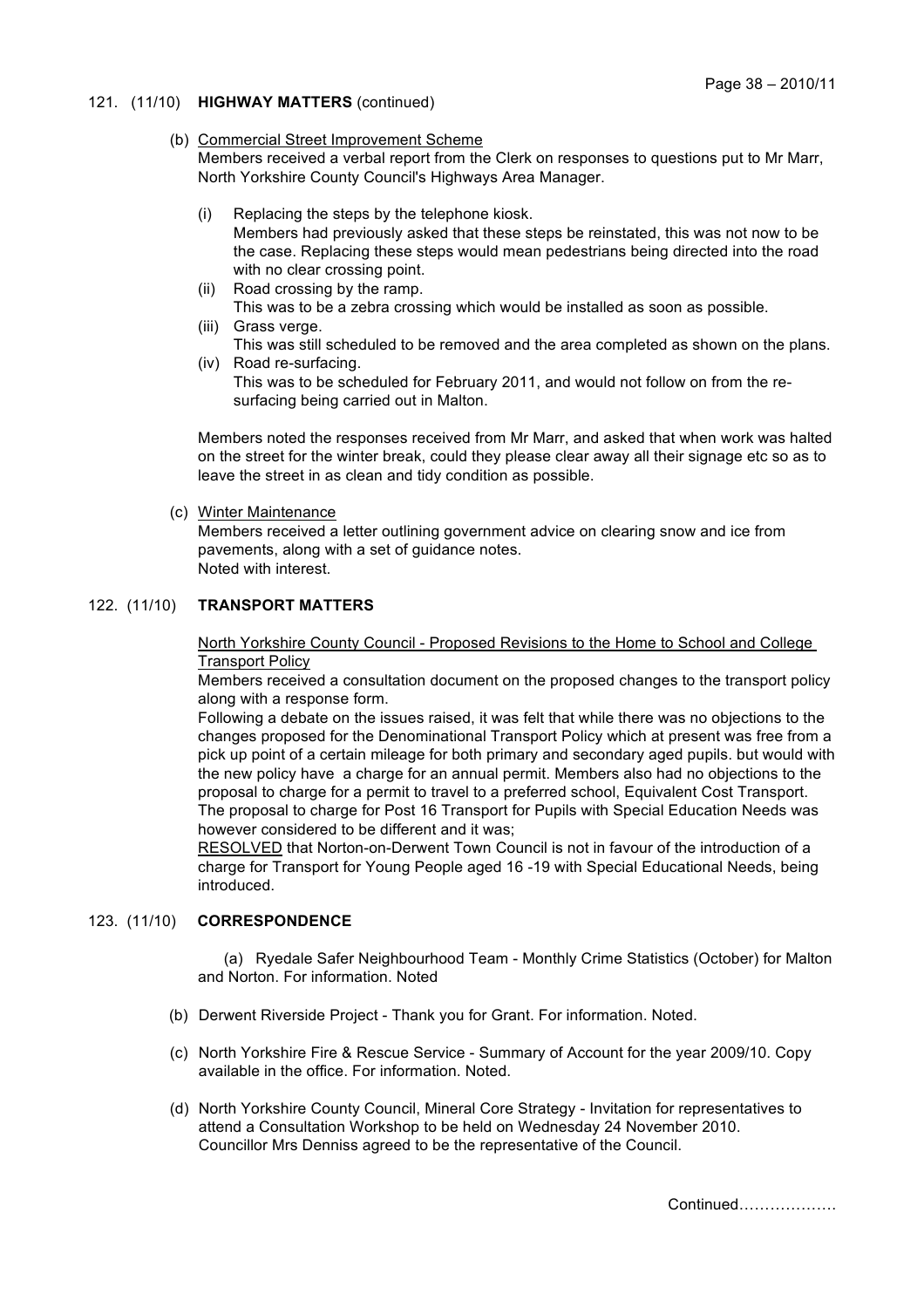## 121. (11/10) **HIGHWAY MATTERS** (continued)

(b) Commercial Street Improvement Scheme

Members received a verbal report from the Clerk on responses to questions put to Mr Marr, North Yorkshire County Council's Highways Area Manager.

(i) Replacing the steps by the telephone kiosk.
Members had previously asked that these steps be reinstated, this was not now to be the case. Replacing these steps would mean pedestrians being directed into the road with no clear crossing point.

(ii) Road crossing by the ramp.
This was to be a zebra crossing which would be installed as soon as possible.

(iii) Grass verge.
This was still scheduled to be removed and the area completed as shown on the plans.

(iv) Road re-surfacing.
This was to be scheduled for February 2011, and would not follow on from the re-surfacing being carried out in Malton.

Members noted the responses received from Mr Marr, and asked that when work was halted on the street for the winter break, could they please clear away all their signage etc so as to leave the street in as clean and tidy condition as possible.

(c) Winter Maintenance

Members received a letter outlining government advice on clearing snow and ice from pavements, along with a set of guidance notes.
Noted with interest.

## 122. (11/10) **TRANSPORT MATTERS**

North Yorkshire County Council - Proposed Revisions to the Home to School and College Transport Policy

Members received a consultation document on the proposed changes to the transport policy along with a response form.

Following a debate on the issues raised, it was felt that while there was no objections to the changes proposed for the Denominational Transport Policy which at present was free from a pick up point of a certain mileage for both primary and secondary aged pupils. but would with the new policy have a charge for an annual permit. Members also had no objections to the proposal to charge for a permit to travel to a preferred school, Equivalent Cost Transport. The proposal to charge for Post 16 Transport for Pupils with Special Education Needs was however considered to be different and it was;

RESOLVED that Norton-on-Derwent Town Council is not in favour of the introduction of a charge for Transport for Young People aged 16 -19 with Special Educational Needs, being introduced.

## 123. (11/10) **CORRESPONDENCE**

(a) Ryedale Safer Neighbourhood Team - Monthly Crime Statistics (October) for Malton and Norton. For information. Noted

(b) Derwent Riverside Project - Thank you for Grant. For information. Noted.

(c) North Yorkshire Fire & Rescue Service - Summary of Account for the year 2009/10. Copy available in the office. For information. Noted.

(d) North Yorkshire County Council, Mineral Core Strategy - Invitation for representatives to attend a Consultation Workshop to be held on Wednesday 24 November 2010. Councillor Mrs Denniss agreed to be the representative of the Council.

Continued……………….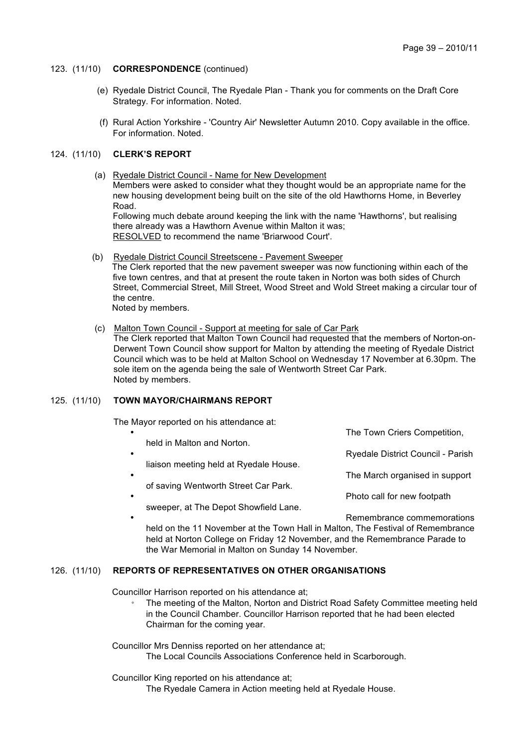123. (11/10) **CORRESPONDENCE** (continued)

(e) Ryedale District Council, The Ryedale Plan - Thank you for comments on the Draft Core Strategy. For information. Noted.

(f) Rural Action Yorkshire - 'Country Air' Newsletter Autumn 2010. Copy available in the office. For information. Noted.

124. (11/10) **CLERK'S REPORT**

(a) Ryedale District Council - Name for New Development
Members were asked to consider what they thought would be an appropriate name for the new housing development being built on the site of the old Hawthorns Home, in Beverley Road.
Following much debate around keeping the link with the name 'Hawthorns', but realising there already was a Hawthorn Avenue within Malton it was;
RESOLVED to recommend the name 'Briarwood Court'.

(b) Ryedale District Council Streetscene - Pavement Sweeper
The Clerk reported that the new pavement sweeper was now functioning within each of the five town centres, and that at present the route taken in Norton was both sides of Church Street, Commercial Street, Mill Street, Wood Street and Wold Street making a circular tour of the centre.
Noted by members.

(c) Malton Town Council - Support at meeting for sale of Car Park
The Clerk reported that Malton Town Council had requested that the members of Norton-on-Derwent Town Council show support for Malton by attending the meeting of Ryedale District Council which was to be held at Malton School on Wednesday 17 November at 6.30pm. The sole item on the agenda being the sale of Wentworth Street Car Park.
Noted by members.

125. (11/10) **TOWN MAYOR/CHAIRMANS REPORT**

The Mayor reported on his attendance at:

- The Town Criers Competition, held in Malton and Norton.
- Ryedale District Council - Parish liaison meeting held at Ryedale House.
- The March organised in support of saving Wentworth Street Car Park.
- Photo call for new footpath sweeper, at The Depot Showfield Lane.
- Remembrance commemorations held on the 11 November at the Town Hall in Malton, The Festival of Remembrance held at Norton College on Friday 12 November, and the Remembrance Parade to the War Memorial in Malton on Sunday 14 November.

126. (11/10) **REPORTS OF REPRESENTATIVES ON OTHER ORGANISATIONS**

Councillor Harrison reported on his attendance at;

- The meeting of the Malton, Norton and District Road Safety Committee meeting held in the Council Chamber. Councillor Harrison reported that he had been elected Chairman for the coming year.

Councillor Mrs Denniss reported on her attendance at;
The Local Councils Associations Conference held in Scarborough.

Councillor King reported on his attendance at;
The Ryedale Camera in Action meeting held at Ryedale House.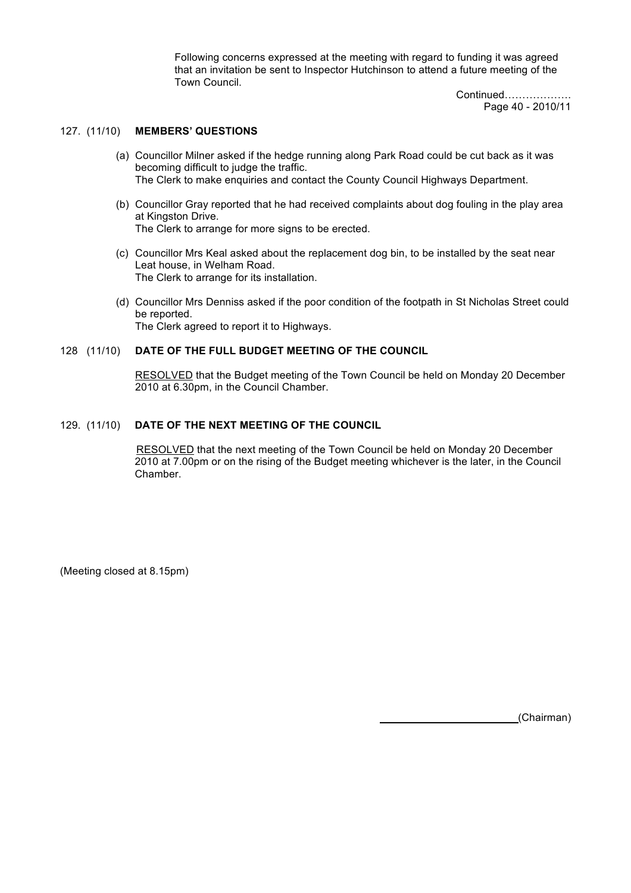Following concerns expressed at the meeting with regard to funding it was agreed that an invitation be sent to Inspector Hutchinson to attend a future meeting of the Town Council.

Continued………………
Page 40 - 2010/11

127. (11/10) **MEMBERS' QUESTIONS**

(a) Councillor Milner asked if the hedge running along Park Road could be cut back as it was becoming difficult to judge the traffic.
The Clerk to make enquiries and contact the County Council Highways Department.

(b) Councillor Gray reported that he had received complaints about dog fouling in the play area at Kingston Drive.
The Clerk to arrange for more signs to be erected.

(c) Councillor Mrs Keal asked about the replacement dog bin, to be installed by the seat near Leat house, in Welham Road.
The Clerk to arrange for its installation.

(d) Councillor Mrs Denniss asked if the poor condition of the footpath in St Nicholas Street could be reported.
The Clerk agreed to report it to Highways.

128 (11/10) **DATE OF THE FULL BUDGET MEETING OF THE COUNCIL**

RESOLVED that the Budget meeting of the Town Council be held on Monday 20 December 2010 at 6.30pm, in the Council Chamber.

129. (11/10) **DATE OF THE NEXT MEETING OF THE COUNCIL**

RESOLVED that the next meeting of the Town Council be held on Monday 20 December 2010 at 7.00pm or on the rising of the Budget meeting whichever is the later, in the Council Chamber.

(Meeting closed at 8.15pm)

\_\_\_\_\_\_\_\_\_\_\_\_\_\_\_\_\_\_\_\_\_\_\_\_(Chairman)